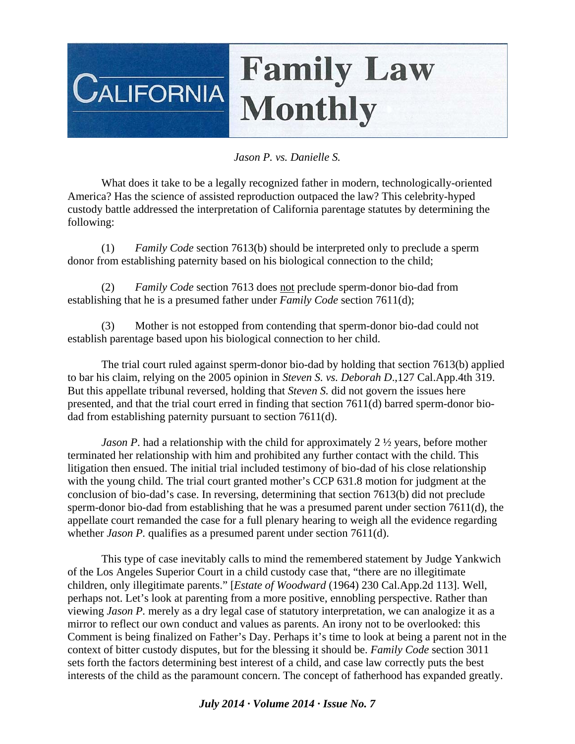# California Family Law Monthly

*Jason P. vs. Danielle S.*

What does it take to be a legally recognized father in modern, technologically-oriented America? Has the science of assisted reproduction outpaced the law? This celebrity-hyped custody battle addressed the interpretation of California parentage statutes by determining the following:

(1) *Family Code* section 7613(b) should be interpreted only to preclude a sperm donor from establishing paternity based on his biological connection to the child;

(2) *Family Code* section 7613 does not preclude sperm-donor bio-dad from establishing that he is a presumed father under *Family Code* section 7611(d);

(3) Mother is not estopped from contending that sperm-donor bio-dad could not establish parentage based upon his biological connection to her child.

The trial court ruled against sperm-donor bio-dad by holding that section 7613(b) applied to bar his claim, relying on the 2005 opinion in *Steven S. vs. Deborah D.*,127 Cal.App.4th 319. But this appellate tribunal reversed, holding that *Steven S.* did not govern the issues here presented, and that the trial court erred in finding that section 7611(d) barred sperm-donor bio-dad from establishing paternity pursuant to section 7611(d).

*Jason P.* had a relationship with the child for approximately 2 ½ years, before mother terminated her relationship with him and prohibited any further contact with the child. This litigation then ensued. The initial trial included testimony of bio-dad of his close relationship with the young child. The trial court granted mother's CCP 631.8 motion for judgment at the conclusion of bio-dad's case. In reversing, determining that section 7613(b) did not preclude sperm-donor bio-dad from establishing that he was a presumed parent under section 7611(d), the appellate court remanded the case for a full plenary hearing to weigh all the evidence regarding whether *Jason P.* qualifies as a presumed parent under section 7611(d).

This type of case inevitably calls to mind the remembered statement by Judge Yankwich of the Los Angeles Superior Court in a child custody case that, "there are no illegitimate children, only illegitimate parents." [*Estate of Woodward* (1964) 230 Cal.App.2d 113]. Well, perhaps not. Let's look at parenting from a more positive, ennobling perspective. Rather than viewing *Jason P.* merely as a dry legal case of statutory interpretation, we can analogize it as a mirror to reflect our own conduct and values as parents. An irony not to be overlooked: this Comment is being finalized on Father's Day. Perhaps it's time to look at being a parent not in the context of bitter custody disputes, but for the blessing it should be. *Family Code* section 3011 sets forth the factors determining best interest of a child, and case law correctly puts the best interests of the child as the paramount concern. The concept of fatherhood has expanded greatly.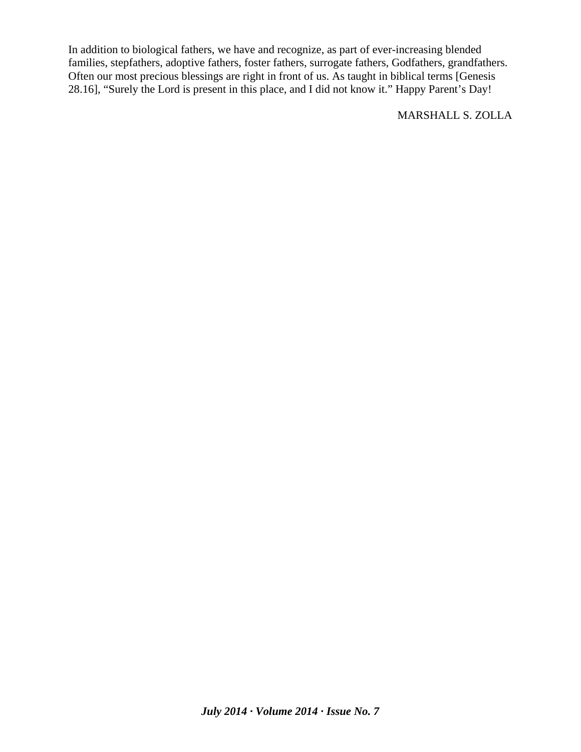In addition to biological fathers, we have and recognize, as part of ever-increasing blended families, stepfathers, adoptive fathers, foster fathers, surrogate fathers, Godfathers, grandfathers. Often our most precious blessings are right in front of us. As taught in biblical terms [Genesis 28.16], “Surely the Lord is present in this place, and I did not know it.” Happy Parent’s Day!

MARSHALL S. ZOLLA